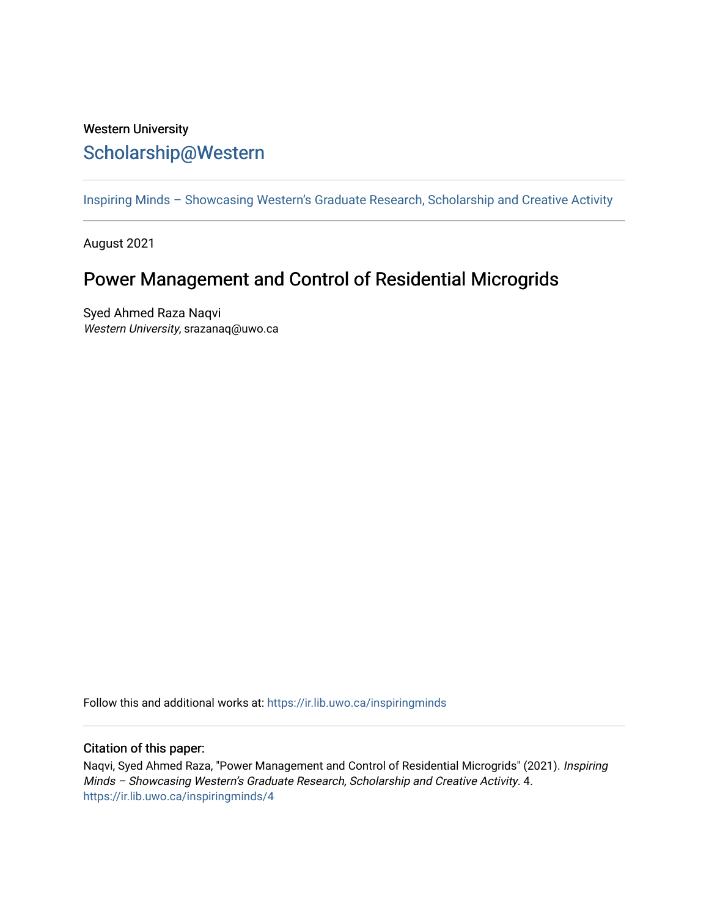Western University

# Scholarship@Western

Inspiring Minds – Showcasing Western's Graduate Research, Scholarship and Creative Activity

August 2021

## Power Management and Control of Residential Microgrids

Syed Ahmed Raza Naqvi
*Western University*, srazanaq@uwo.ca

Follow this and additional works at: https://ir.lib.uwo.ca/inspiringminds

### Citation of this paper:

Naqvi, Syed Ahmed Raza, "Power Management and Control of Residential Microgrids" (2021). *Inspiring Minds – Showcasing Western's Graduate Research, Scholarship and Creative Activity*. 4.
https://ir.lib.uwo.ca/inspiringminds/4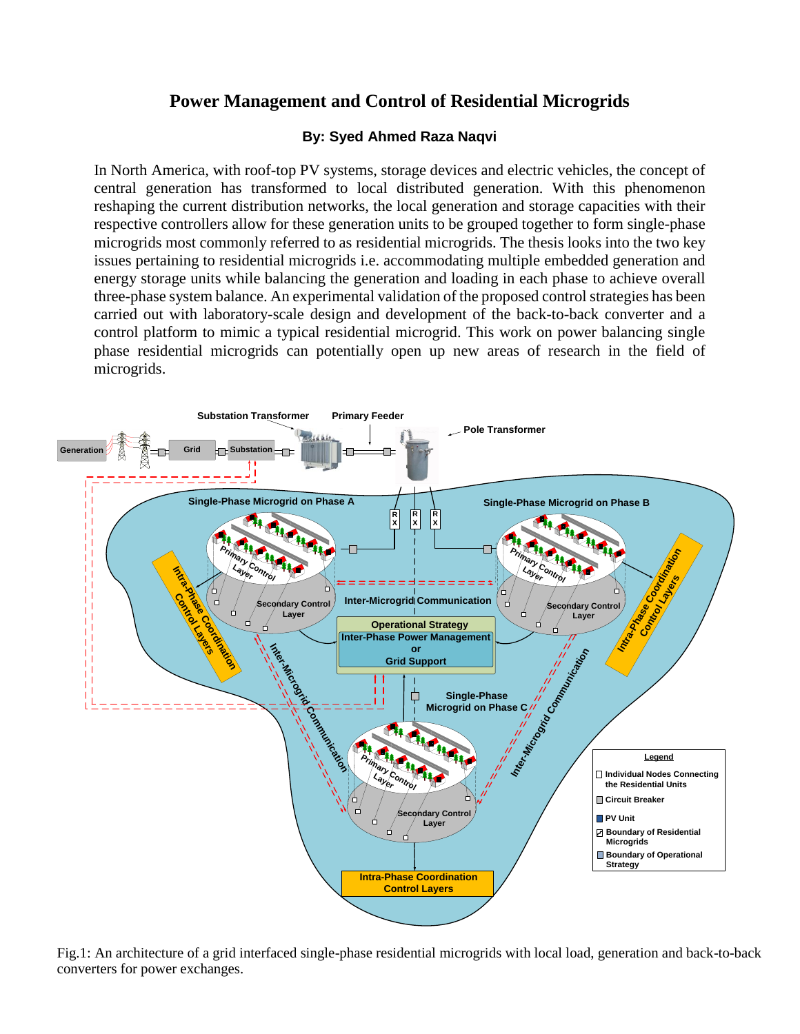# Power Management and Control of Residential Microgrids

**By: Syed Ahmed Raza Naqvi**

In North America, with roof-top PV systems, storage devices and electric vehicles, the concept of central generation has transformed to local distributed generation. With this phenomenon reshaping the current distribution networks, the local generation and storage capacities with their respective controllers allow for these generation units to be grouped together to form single-phase microgrids most commonly referred to as residential microgrids. The thesis looks into the two key issues pertaining to residential microgrids i.e. accommodating multiple embedded generation and energy storage units while balancing the generation and loading in each phase to achieve overall three-phase system balance. An experimental validation of the proposed control strategies has been carried out with laboratory-scale design and development of the back-to-back converter and a control platform to mimic a typical residential microgrid. This work on power balancing single phase residential microgrids can potentially open up new areas of research in the field of microgrids.

Fig.1: An architecture of a grid interfaced single-phase residential microgrids with local load, generation and back-to-back converters for power exchanges.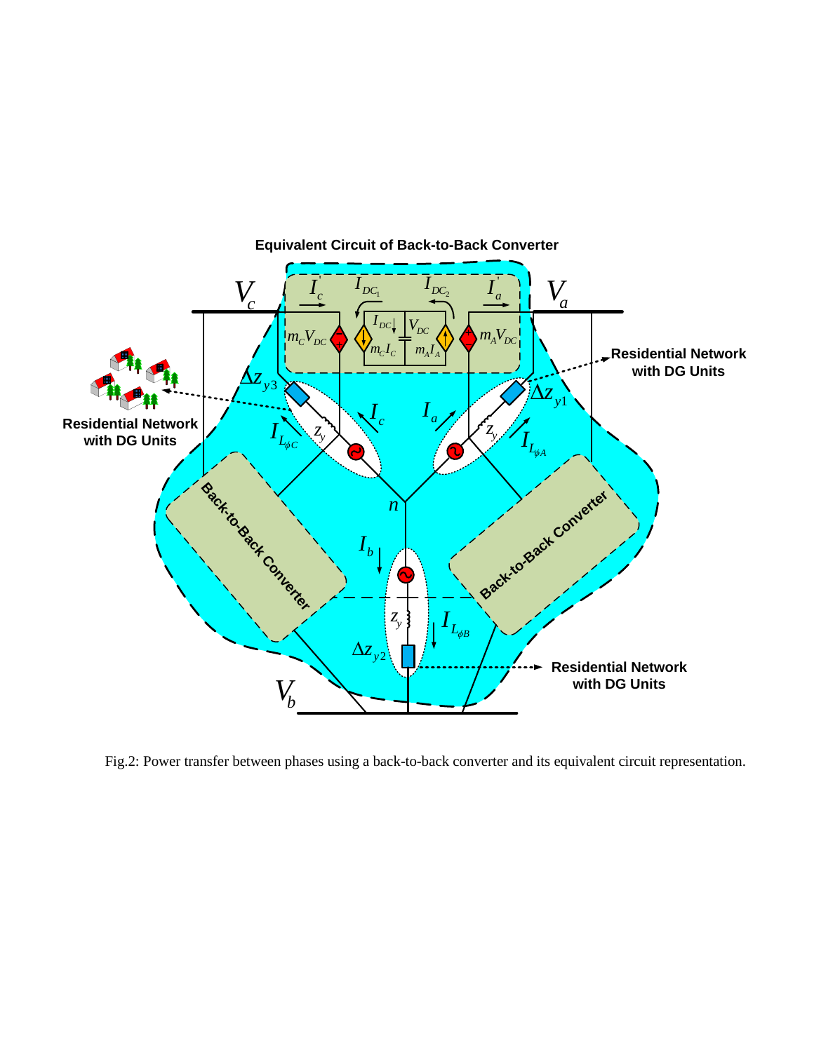Fig.2: Power transfer between phases using a back-to-back converter and its equivalent circuit representation.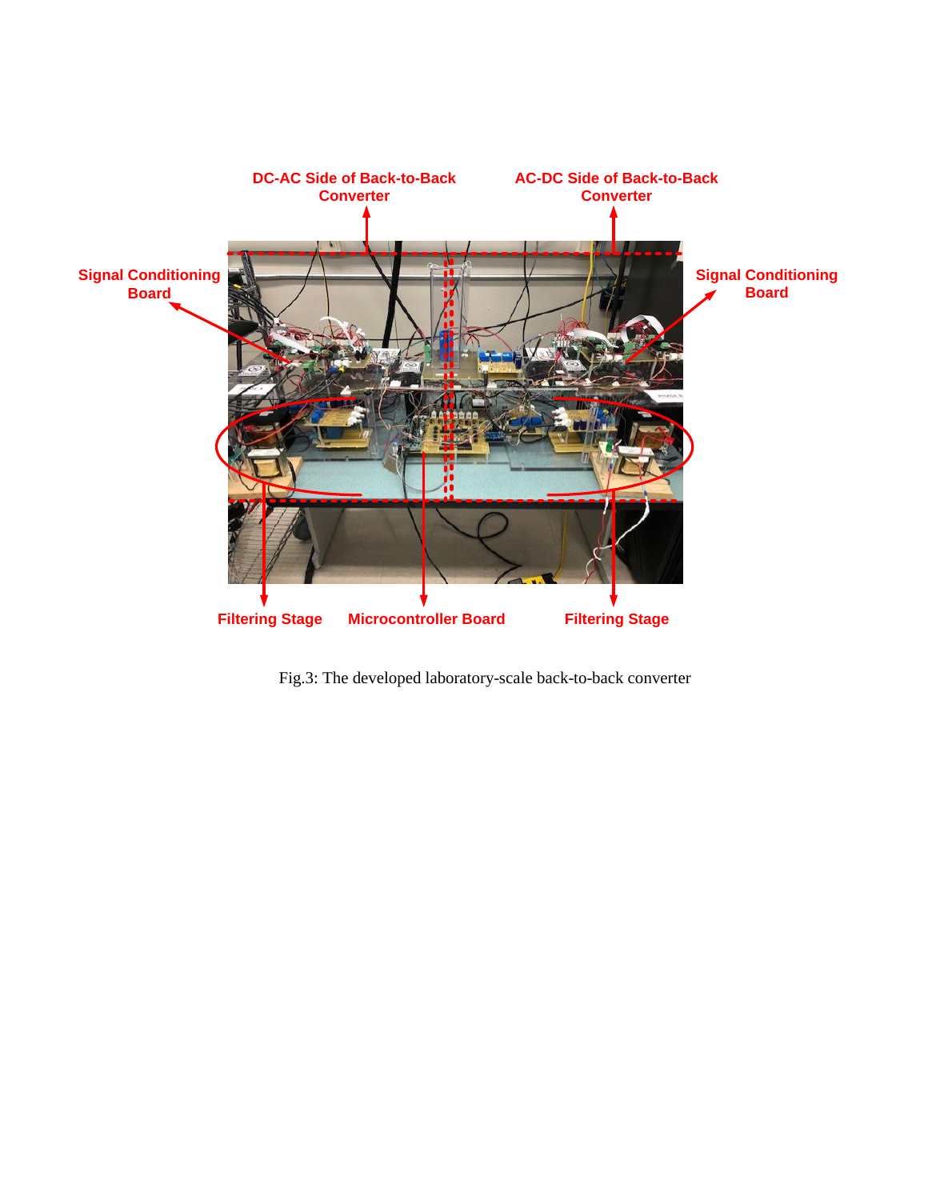DC-AC Side of Back-to-Back Converter

AC-DC Side of Back-to-Back Converter

Signal Conditioning Board

Signal Conditioning Board

Filtering Stage

Microcontroller Board

Filtering Stage

Fig.3: The developed laboratory-scale back-to-back converter